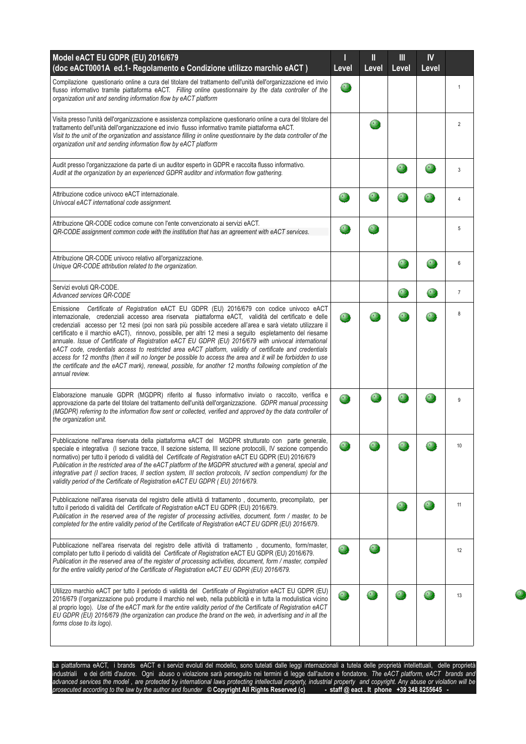| Model eACT EU GDPR (EU) 2016/679 (doc eACT0001A ed.1- Regolamento e Condizione utilizzo marchio eACT ) | I Level | II Level | III Level | IV Level | |
|---|---|---|---|---|---|
| Compilazione questionario online a cura del titolare del trattamento dell'unità dell'organizzazione ed invio flusso informativo tramite piattaforma eACT. *Filling online questionnaire by the data controller of the organization unit and sending information flow by eACT platform* | ● | | | | 1 |
| Visita presso l'unità dell'organizzazione e assistenza compilazione questionario online a cura del titolare del trattamento dell'unità dell'organizzazione ed invio flusso informativo tramite piattaforma eACT. *Visit to the unit of the organization and assistance filling in online questionnaire by the data controller of the organization unit and sending information flow by eACT platform* | | ● | | | 2 |
| Audit presso l'organizzazione da parte di un auditor esperto in GDPR e raccolta flusso informativo. *Audit at the organization by an experienced GDPR auditor and information flow gathering.* | | | ● | ● | 3 |
| Attribuzione codice univoco eACT internazionale. *Univocal eACT international code assignment.* | ● | ● | ● | ● | 4 |
| Attribuzione QR-CODE codice comune con l'ente convenzionato ai servizi eACT. *QR-CODE assignment common code with the institution that has an agreement with eACT services.* | ● | ● | | | 5 |
| Attribuzione QR-CODE univoco relativo all'organizzazione. *Unique QR-CODE attribution related to the organization.* | | | ● | ● | 6 |
| Servizi evoluti QR-CODE. *Advanced services QR-CODE* | | | ● | ● | 7 |
| Emissione *Certificate of Registration* eACT EU GDPR (EU) 2016/679 con codice univoco eACT internazionale, credenziali accesso area riservata piattaforma eACT, validità del certificato e delle credenziali accesso per 12 mesi (poi non sarà più possibile accedere all'area e sarà vietato utilizzare il certificato e il marchio eACT), rinnovo, possibile, per altri 12 mesi a seguito espletamento del riesame annuale. *Issue of Certificate of Registration eACT EU GDPR (EU) 2016/679 with univocal international eACT code, credentials access to restricted area eACT platform, validity of certificate and credentials access for 12 months (then it will no longer be possible to access the area and it will be forbidden to use the certificate and the eACT mark), renewal, possible, for another 12 months following completion of the annual review.* | ● | ● | ● | ● | 8 |
| Elaborazione manuale GDPR (MGDPR) riferito al flusso informativo inviato o raccolto, verifica e approvazione da parte del titolare del trattamento dell'unità dell'organizzazione. *GDPR manual processing (MGDPR) referring to the information flow sent or collected, verified and approved by the data controller of the organization unit.* | ● | ● | ● | ● | 9 |
| Pubblicazione nell'area riservata della piattaforma eACT del MGDPR strutturato con parte generale, speciale e integrativa (I sezione tracce, II sezione sistema, III sezione protocolli, IV sezione compendio normativo) per tutto il periodo di validità del *Certificate of Registration* eACT EU GDPR (EU) 2016/679 *Publication in the restricted area of the eACT platform of the MGDPR structured with a general, special and integrative part (I section traces, II section system, III section protocols, IV section compendium) for the validity period of the Certificate of Registration eACT EU GDPR ( EU) 2016/679.* | ● | ● | ● | ● | 10 |
| Pubblicazione nell'area riservata del registro delle attività di trattamento , documento, precompilato, per tutto il periodo di validità del *Certificate of Registration* eACT EU GDPR (EU) 2016/679. *Publication in the reserved area of the register of processing activities, document, form / master, to be completed for the entire validity period of the Certificate of Registration eACT EU GDPR (EU) 2016/679.* | | | ● | ● | 11 |
| Pubblicazione nell'area riservata del registro delle attività di trattamento , documento, form/master, compilato per tutto il periodo di validità del *Certificate of Registration* eACT EU GDPR (EU) 2016/679. *Publication in the reserved area of the register of processing activities, document, form / master, compiled for the entire validity period of the Certificate of Registration eACT EU GDPR (EU) 2016/679.* | ● | ● | | | 12 |
| Utilizzo marchio eACT per tutto il periodo di validità del *Certificate of Registration* eACT EU GDPR (EU) 2016/679 (l'organizzazione può produrre il marchio nel web, nella pubblicità e in tutta la modulistica vicino al proprio logo). *Use of the eACT mark for the entire validity period of the Certificate of Registration eACT EU GDPR (EU) 2016/679 (the organization can produce the brand on the web, in advertising and in all the forms close to its logo).* | ● | ● | ● | ● | 13 |

La piattaforma eACT, i brands eACT e i servizi evoluti del modello, sono tutelati dalle leggi internazionali a tutela delle proprietà intellettuali, delle proprietà industriali e dei diritti d'autore. Ogni abuso o violazione sarà perseguito nei termini di legge dall'autore e fondatore. *The eACT platform, eACT brands and advanced services the model , are protected by international laws protecting intellectual property, industrial property and copyright. Any abuse or violation will be prosecuted according to the law by the author and founder* **© Copyright All Rights Reserved (c) - staff @ eact . It phone +39 348 8255645 -**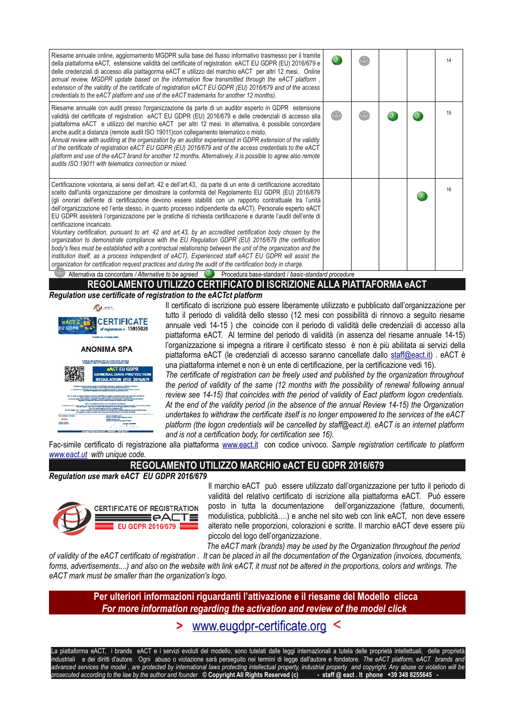| | | | | | |
|---|---|---|---|---|---|
| Riesame annuale online, aggiornamento MGDPR sulla base del flusso informativo trasmesso per il tramite della piattaforma eACT, estensione validità del certificate of registration eACT EU GDPR (EU) 2016/679 e delle credenziali di accesso alla piattagorma eACT e utilizzo del marchio eACT per altri 12 mesi. *Online annual review, MGDPR update based on the information flow transmitted through the eACT platform, extension of the validity of the certificate of registration eACT EU GDPR (EU) 2016/679 and of the access credentials to the eACT platform and use of the eACT trademarks for another 12 months).* | ● | ○ | | | 14 |
| Riesame annuale con audit presso l'organizzazione da parte di un auditor esperto in GDPR estensione validità del certificate of registration eACT EU GDPR (EU) 2016/679 e delle credenziali di accesso alla piattaforma eACT e utilizzo del marchio eACT per altri 12 mesi. In alternativa, è possibile concordare anche audit a distanza (remote audit ISO 19011)con collegamento telematico o misto. *Annual review with auditing at the organization by an auditor experienced in GDPR extension of the validity of the certificate of registration eACT EU GDPR (EU) 2016/679 and of the access credentials to the eACT platform and use of the eACT brand for another 12 months. Alternatively, it is possible to agree also remote audits ISO 19011 with telematics connection or mixed.* | ○ | ○ | ● | ● | 15 |
| Certificazione volontaria, ai sensi dell'art. 42 e dell'art.43, da parte di un ente di certificazione accreditato scelto dall'unità organizzazione per dimostrare la conformità del Regolamento EU GDPR (EU) 2016/679 (gli onorari dell'ente di certificazione devono essere stabiliti con un rapporto contrattuale tra l'unità dell'organizzazione ed l'ente stesso, in quanto processo indipendente da eACT). Personale esperto eACT EU GDPR assisterà l'organizzazione per le pratiche di richiesta certificazione e durante l'audit dell'ente di certificazione incaricato. *Voluntary certification, pursuant to art. 42 and art.43, by an accredited certification body chosen by the organization to demonstrate compliance with the EU Regulation GDPR (EU) 2016/679 (the certification body's fees must be established with a contractual relationship between the unit of the organization and the institution itself, as a process independent of eACT). Experienced staff eACT EU GDPR will assist the organization for certification request practices and during the audit of the certification body in charge.* | | | | ● | 16 |

○ Alternativa da concordare / *Alternative to be agreed* ● Procedura base-standard / *basic-standard procedure*

## REGOLAMENTO UTILIZZO CERTIFICATO DI ISCRIZIONE ALLA PIATTAFORMA eACT

***Regulation use certificate of registration to the eACTct platform***

Il certificato di iscrizione può essere liberamente utilizzato e pubblicato dall'organizzazione per tutto il periodo di validità dello stesso (12 mesi con possibilità di rinnovo a seguito riesame annuale vedi 14-15 ) che coincide con il periodo di validità delle credenziali di accesso alla piattaforma eACT. Al termine del periodo di validità (in assenza del riesame annuale 14-15) l'organizzazione si impegna a ritirare il certificato stesso è non è più abilitata ai servizi della piattaforma eACT (le credenziali di accesso saranno cancellate dallo staff@eact.it) . eACT è una piattaforma internet e non è un ente di certificazione, per la certificazione vedi 16).
*The certificate of registration can be freely used and published by the organization throughout the period of validity of the same (12 months with the possibility of renewal following annual review see 14-15) that coincides with the period of validity of Eact platform logon credentials. At the end of the validity period (in the absence of the annual Review 14-15) the Organization undertakes to withdraw the certificate itself is no longer empowered to the services of the eACT platform (the logon credentials will be cancelled by staff@eact.it). eACT is an internet platform and is not a certification body, for certification see 16).*

Fac-simile certificato di registrazione alla piattaforma www.eact.it con codice univoco. *Sample registration certificate to platform www.eact.ut with unique code.*

## REGOLAMENTO UTILIZZO MARCHIO eACT EU GDPR 2016/679

***Regulation use mark eACT EU GDPR 2016/679***

Il marchio eACT può essere utilizzato dall'organizzazione per tutto il periodo di validità del relativo certificato di iscrizione alla piattaforma eACT. Può essere posto in tutta la documentazione dell'organizzazione (fatture, documenti, modulistica, pubblicità….) e anche nel sito web con link eACT, non deve essere alterato nelle proporzioni, colorazioni e scritte. Il marchio eACT deve essere più piccolo del logo dell'organizzazione.
*The eACT mark (brands) may be used by the Organization throughout the period of validity of the eACT certificato of registration . It can be placed in all the documentation of the Organization (invoices, documents, forms, advertisements....) and also on the website with link eACT, it must not be altered in the proportions, colors and writings. The eACT mark must be smaller than the organization's logo.*

**Per ulteriori informazioni riguardanti l'attivazione e il riesame del Modello clicca**
***For more information regarding the activation and review of the model click***

**>** www.eugdpr-certificate.org **<**

La piattaforma eACT, i brands eACT e i servizi evoluti del modello, sono tutelati dalle leggi internazionali a tutela delle proprietà intellettuali, delle proprietà industriali e dei diritti d'autore. Ogni abuso o violazione sarà perseguito nei termini di legge dall'autore e fondatore. *The eACT platform, eACT brands and advanced services the model , are protected by international laws protecting intellectual property, industrial property and copyright. Any abuse or violation will be prosecuted according to the law by the author and founder* **© Copyright All Rights Reserved (c) - staff @ eact . It phone +39 348 8255645 -**